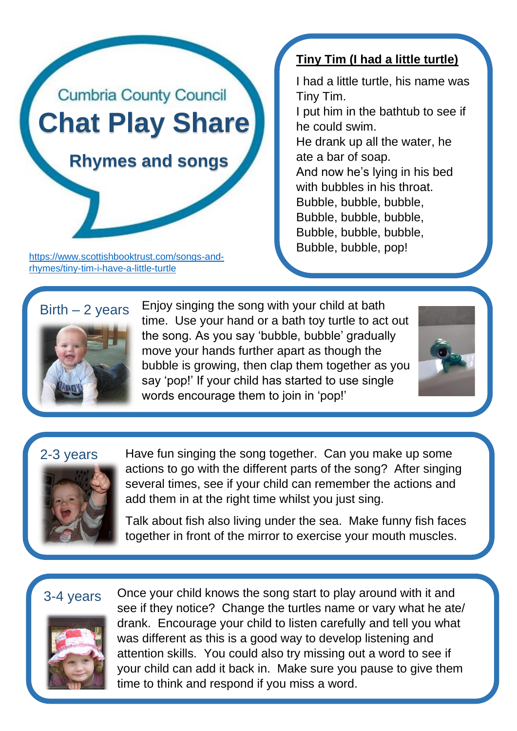Cumbria County Council

# Chat Play Share

## Rhymes and songs

https://www.scottishbooktrust.com/songs-and-rhymes/tiny-tim-i-have-a-little-turtle

### Tiny Tim (I had a little turtle)

I had a little turtle, his name was Tiny Tim.
I put him in the bathtub to see if he could swim.
He drank up all the water, he ate a bar of soap.
And now he's lying in his bed with bubbles in his throat.
Bubble, bubble, bubble,
Bubble, bubble, bubble,
Bubble, bubble, bubble,
Bubble, bubble, pop!

### Birth – 2 years

Enjoy singing the song with your child at bath time. Use your hand or a bath toy turtle to act out the song. As you say 'bubble, bubble' gradually move your hands further apart as though the bubble is growing, then clap them together as you say 'pop!' If your child has started to use single words encourage them to join in 'pop!'

### 2-3 years

Have fun singing the song together. Can you make up some actions to go with the different parts of the song? After singing several times, see if your child can remember the actions and add them in at the right time whilst you just sing.

Talk about fish also living under the sea. Make funny fish faces together in front of the mirror to exercise your mouth muscles.

### 3-4 years

Once your child knows the song start to play around with it and see if they notice? Change the turtles name or vary what he ate/ drank. Encourage your child to listen carefully and tell you what was different as this is a good way to develop listening and attention skills. You could also try missing out a word to see if your child can add it back in. Make sure you pause to give them time to think and respond if you miss a word.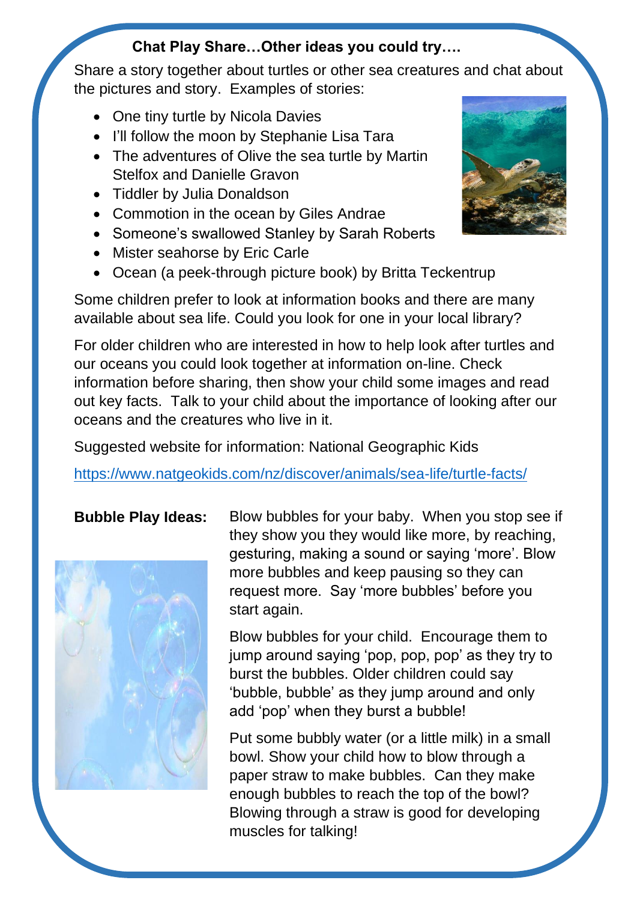## Chat Play Share…Other ideas you could try….

Share a story together about turtles or other sea creatures and chat about the pictures and story. Examples of stories:

- One tiny turtle by Nicola Davies
- I'll follow the moon by Stephanie Lisa Tara
- The adventures of Olive the sea turtle by Martin Stelfox and Danielle Gravon
- Tiddler by Julia Donaldson
- Commotion in the ocean by Giles Andrae
- Someone's swallowed Stanley by Sarah Roberts
- Mister seahorse by Eric Carle
- Ocean (a peek-through picture book) by Britta Teckentrup

Some children prefer to look at information books and there are many available about sea life. Could you look for one in your local library?

For older children who are interested in how to help look after turtles and our oceans you could look together at information on-line. Check information before sharing, then show your child some images and read out key facts. Talk to your child about the importance of looking after our oceans and the creatures who live in it.

Suggested website for information: National Geographic Kids

https://www.natgeokids.com/nz/discover/animals/sea-life/turtle-facts/

**Bubble Play Ideas:**

Blow bubbles for your baby. When you stop see if they show you they would like more, by reaching, gesturing, making a sound or saying 'more'. Blow more bubbles and keep pausing so they can request more. Say 'more bubbles' before you start again.

Blow bubbles for your child. Encourage them to jump around saying 'pop, pop, pop' as they try to burst the bubbles. Older children could say 'bubble, bubble' as they jump around and only add 'pop' when they burst a bubble!

Put some bubbly water (or a little milk) in a small bowl. Show your child how to blow through a paper straw to make bubbles. Can they make enough bubbles to reach the top of the bowl? Blowing through a straw is good for developing muscles for talking!